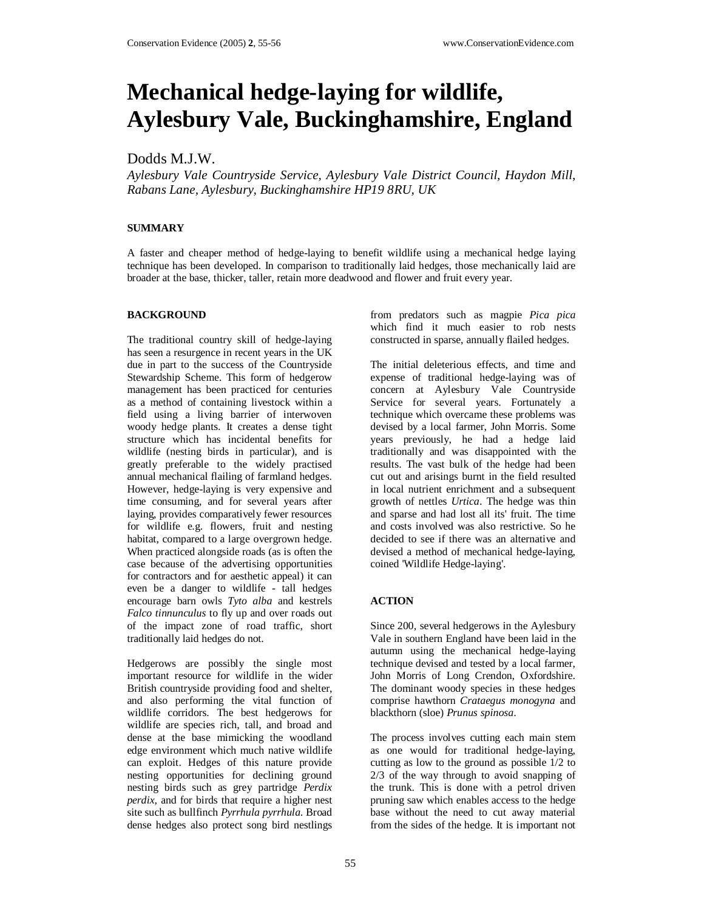# Mechanical hedge-laying for wildlife, Aylesbury Vale, Buckinghamshire, England

Dodds M.J.W.

*Aylesbury Vale Countryside Service, Aylesbury Vale District Council, Haydon Mill, Rabans Lane, Aylesbury, Buckinghamshire HP19 8RU, UK*

## SUMMARY

A faster and cheaper method of hedge-laying to benefit wildlife using a mechanical hedge laying technique has been developed. In comparison to traditionally laid hedges, those mechanically laid are broader at the base, thicker, taller, retain more deadwood and flower and fruit every year.

## BACKGROUND

The traditional country skill of hedge-laying has seen a resurgence in recent years in the UK due in part to the success of the Countryside Stewardship Scheme. This form of hedgerow management has been practiced for centuries as a method of containing livestock within a field using a living barrier of interwoven woody hedge plants. It creates a dense tight structure which has incidental benefits for wildlife (nesting birds in particular), and is greatly preferable to the widely practised annual mechanical flailing of farmland hedges. However, hedge-laying is very expensive and time consuming, and for several years after laying, provides comparatively fewer resources for wildlife e.g. flowers, fruit and nesting habitat, compared to a large overgrown hedge. When practiced alongside roads (as is often the case because of the advertising opportunities for contractors and for aesthetic appeal) it can even be a danger to wildlife - tall hedges encourage barn owls *Tyto alba* and kestrels *Falco tinnunculus* to fly up and over roads out of the impact zone of road traffic, short traditionally laid hedges do not.

Hedgerows are possibly the single most important resource for wildlife in the wider British countryside providing food and shelter, and also performing the vital function of wildlife corridors. The best hedgerows for wildlife are species rich, tall, and broad and dense at the base mimicking the woodland edge environment which much native wildlife can exploit. Hedges of this nature provide nesting opportunities for declining ground nesting birds such as grey partridge *Perdix perdix*, and for birds that require a higher nest site such as bullfinch *Pyrrhula pyrrhula*. Broad dense hedges also protect song bird nestlings from predators such as magpie *Pica pica* which find it much easier to rob nests constructed in sparse, annually flailed hedges.

The initial deleterious effects, and time and expense of traditional hedge-laying was of concern at Aylesbury Vale Countryside Service for several years. Fortunately a technique which overcame these problems was devised by a local farmer, John Morris. Some years previously, he had a hedge laid traditionally and was disappointed with the results. The vast bulk of the hedge had been cut out and arisings burnt in the field resulted in local nutrient enrichment and a subsequent growth of nettles *Urtica*. The hedge was thin and sparse and had lost all its' fruit. The time and costs involved was also restrictive. So he decided to see if there was an alternative and devised a method of mechanical hedge-laying, coined 'Wildlife Hedge-laying'.

## ACTION

Since 200, several hedgerows in the Aylesbury Vale in southern England have been laid in the autumn using the mechanical hedge-laying technique devised and tested by a local farmer, John Morris of Long Crendon, Oxfordshire. The dominant woody species in these hedges comprise hawthorn *Crataegus monogyna* and blackthorn (sloe) *Prunus spinosa*.

The process involves cutting each main stem as one would for traditional hedge-laying, cutting as low to the ground as possible 1/2 to 2/3 of the way through to avoid snapping of the trunk. This is done with a petrol driven pruning saw which enables access to the hedge base without the need to cut away material from the sides of the hedge. It is important not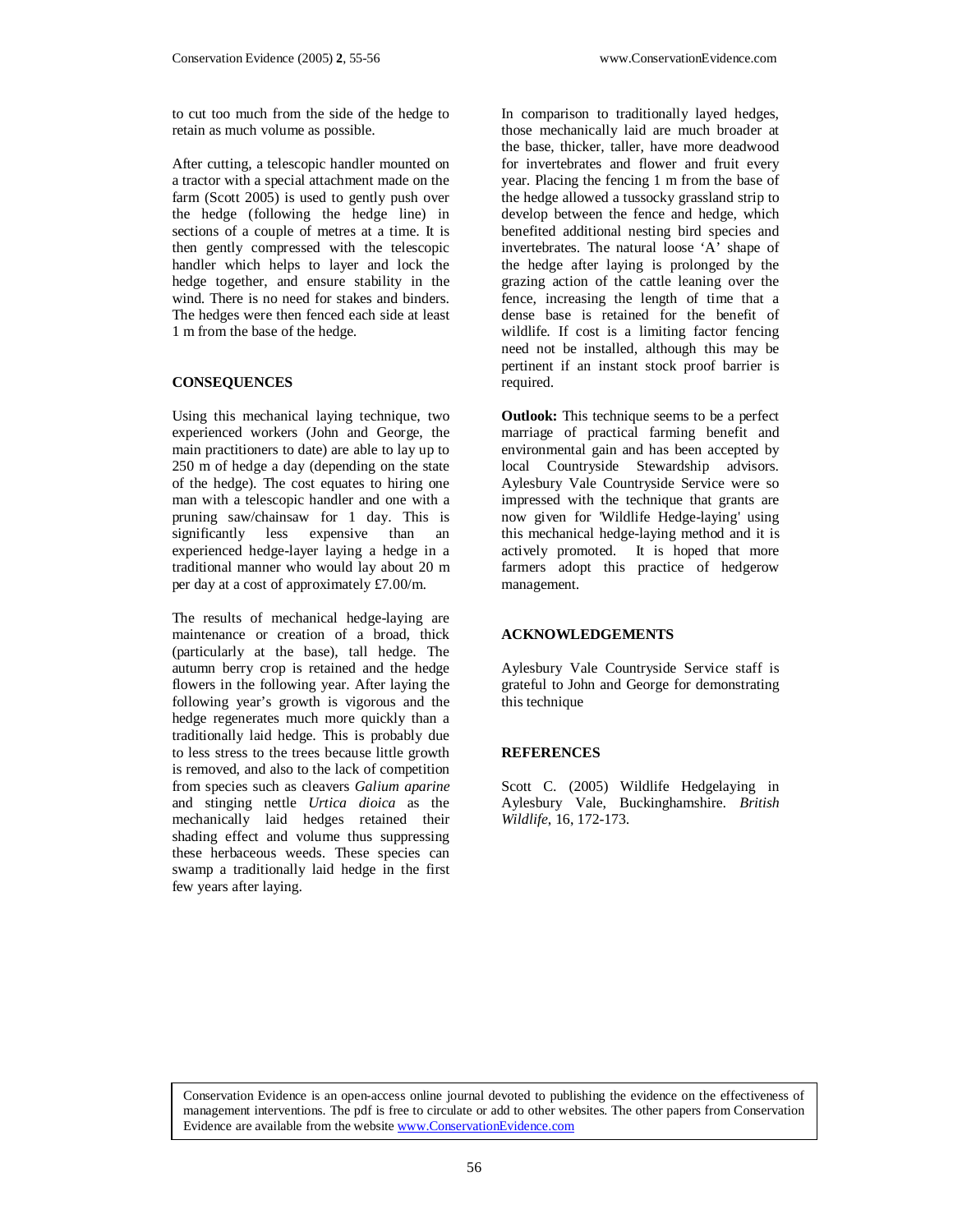to cut too much from the side of the hedge to retain as much volume as possible.

After cutting, a telescopic handler mounted on a tractor with a special attachment made on the farm (Scott 2005) is used to gently push over the hedge (following the hedge line) in sections of a couple of metres at a time. It is then gently compressed with the telescopic handler which helps to layer and lock the hedge together, and ensure stability in the wind. There is no need for stakes and binders. The hedges were then fenced each side at least 1 m from the base of the hedge.

## CONSEQUENCES

Using this mechanical laying technique, two experienced workers (John and George, the main practitioners to date) are able to lay up to 250 m of hedge a day (depending on the state of the hedge). The cost equates to hiring one man with a telescopic handler and one with a pruning saw/chainsaw for 1 day. This is significantly less expensive than an experienced hedge-layer laying a hedge in a traditional manner who would lay about 20 m per day at a cost of approximately £7.00/m.

The results of mechanical hedge-laying are maintenance or creation of a broad, thick (particularly at the base), tall hedge. The autumn berry crop is retained and the hedge flowers in the following year. After laying the following year's growth is vigorous and the hedge regenerates much more quickly than a traditionally laid hedge. This is probably due to less stress to the trees because little growth is removed, and also to the lack of competition from species such as cleavers *Galium aparine* and stinging nettle *Urtica dioica* as the mechanically laid hedges retained their shading effect and volume thus suppressing these herbaceous weeds. These species can swamp a traditionally laid hedge in the first few years after laying.

In comparison to traditionally layed hedges, those mechanically laid are much broader at the base, thicker, taller, have more deadwood for invertebrates and flower and fruit every year. Placing the fencing 1 m from the base of the hedge allowed a tussocky grassland strip to develop between the fence and hedge, which benefited additional nesting bird species and invertebrates. The natural loose 'A' shape of the hedge after laying is prolonged by the grazing action of the cattle leaning over the fence, increasing the length of time that a dense base is retained for the benefit of wildlife. If cost is a limiting factor fencing need not be installed, although this may be pertinent if an instant stock proof barrier is required.

**Outlook:** This technique seems to be a perfect marriage of practical farming benefit and environmental gain and has been accepted by local Countryside Stewardship advisors. Aylesbury Vale Countryside Service were so impressed with the technique that grants are now given for 'Wildlife Hedge-laying' using this mechanical hedge-laying method and it is actively promoted. It is hoped that more farmers adopt this practice of hedgerow management.

## ACKNOWLEDGEMENTS

Aylesbury Vale Countryside Service staff is grateful to John and George for demonstrating this technique

## REFERENCES

Scott C. (2005) Wildlife Hedgelaying in Aylesbury Vale, Buckinghamshire. *British Wildlife*, 16, 172-173.

Conservation Evidence is an open-access online journal devoted to publishing the evidence on the effectiveness of management interventions. The pdf is free to circulate or add to other websites. The other papers from Conservation Evidence are available from the website www.ConservationEvidence.com